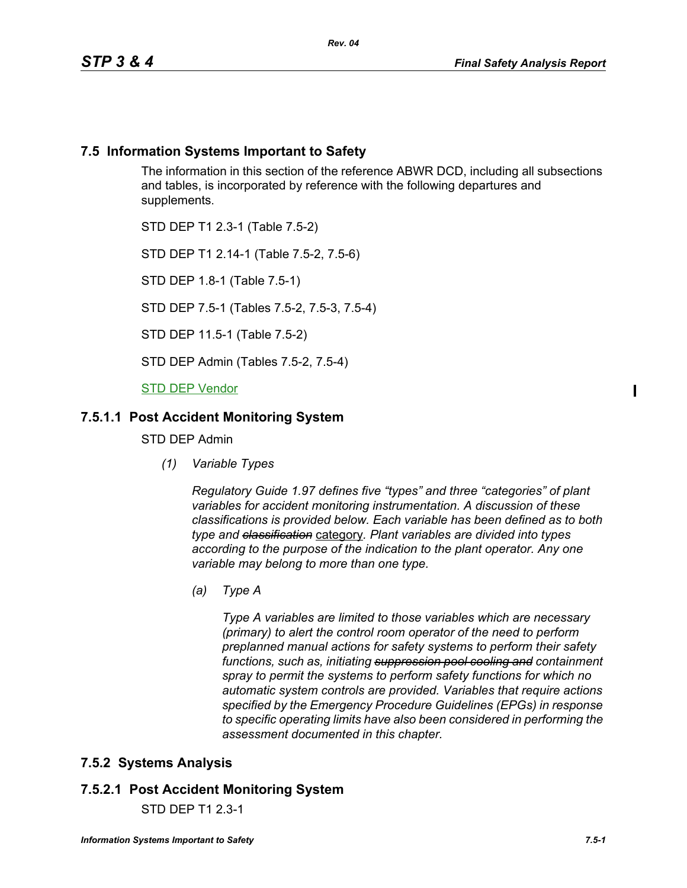## 7.5 Information Systems Important to Safety

The information in this section of the reference ABWR DCD, including all subsections and tables, is incorporated by reference with the following departures and supplements.

STD DEP T1 2.3-1 (Table 7.5-2)

STD DEP T1 2.14-1 (Table 7.5-2, 7.5-6)

STD DEP 1.8-1 (Table 7.5-1)

STD DEP 7.5-1 (Tables 7.5-2, 7.5-3, 7.5-4)

STD DEP 11.5-1 (Table 7.5-2)

STD DEP Admin (Tables 7.5-2, 7.5-4)

STD DEP Vendor

### 7.5.1.1 Post Accident Monitoring System

STD DEP Admin

*(1) Variable Types*

*Regulatory Guide 1.97 defines five "types" and three "categories" of plant variables for accident monitoring instrumentation. A discussion of these classifications is provided below. Each variable has been defined as to both type and ~~classification~~ category. Plant variables are divided into types according to the purpose of the indication to the plant operator. Any one variable may belong to more than one type.*

*(a) Type A*

*Type A variables are limited to those variables which are necessary (primary) to alert the control room operator of the need to perform preplanned manual actions for safety systems to perform their safety functions, such as, initiating ~~suppression pool cooling and~~ containment spray to permit the systems to perform safety functions for which no automatic system controls are provided. Variables that require actions specified by the Emergency Procedure Guidelines (EPGs) in response to specific operating limits have also been considered in performing the assessment documented in this chapter.*

## 7.5.2 Systems Analysis

### 7.5.2.1 Post Accident Monitoring System

STD DEP T1 2.3-1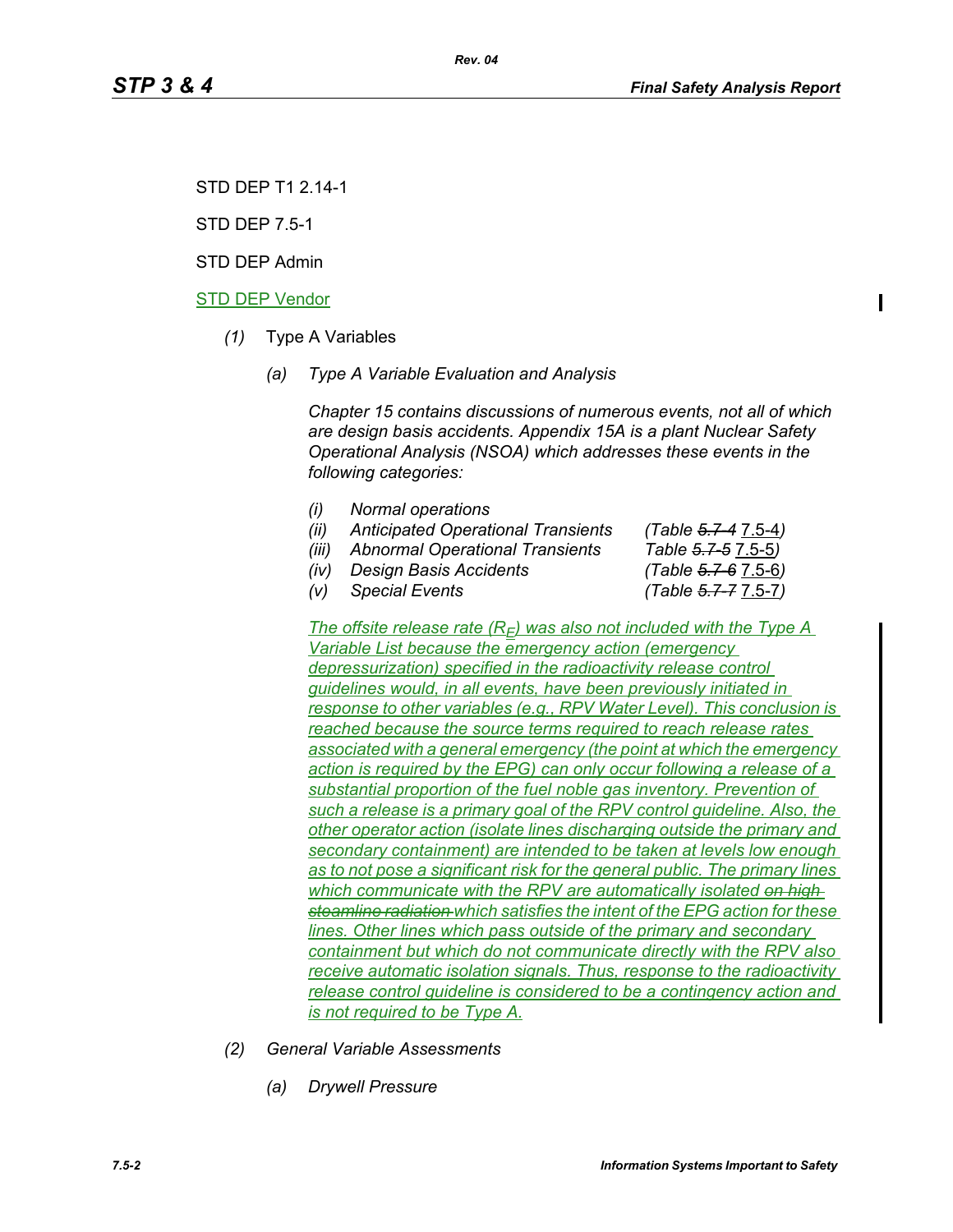STD DEP T1 2.14-1

STD DEP 7.5-1

STD DEP Admin

STD DEP Vendor

*(1)* Type A Variables

*(a)* *Type A Variable Evaluation and Analysis*

*Chapter 15 contains discussions of numerous events, not all of which are design basis accidents. Appendix 15A is a plant Nuclear Safety Operational Analysis (NSOA) which addresses these events in the following categories:*

- *(i)* *Normal operations*
- *(ii)* *Anticipated Operational Transients* *(Table* ~~*5.7-4*~~ 7.5-4*)*
- *(iii)* *Abnormal Operational Transients* *Table* ~~*5.7-5*~~ 7.5-5*)*
- *(iv)* *Design Basis Accidents* *(Table* ~~*5.7-6*~~ 7.5-6*)*
- *(v)* *Special Events* *(Table* ~~*5.7-7*~~ 7.5-7*)*

*The offsite release rate ($R_E$) was also not included with the Type A Variable List because the emergency action (emergency depressurization) specified in the radioactivity release control guidelines would, in all events, have been previously initiated in response to other variables (e.g., RPV Water Level). This conclusion is reached because the source terms required to reach release rates associated with a general emergency (the point at which the emergency action is required by the EPG) can only occur following a release of a substantial proportion of the fuel noble gas inventory. Prevention of such a release is a primary goal of the RPV control guideline. Also, the other operator action (isolate lines discharging outside the primary and secondary containment) are intended to be taken at levels low enough as to not pose a significant risk for the general public. The primary lines which communicate with the RPV are automatically isolated* ~~*on high steamline radiation*~~ *which satisfies the intent of the EPG action for these lines. Other lines which pass outside of the primary and secondary containment but which do not communicate directly with the RPV also receive automatic isolation signals. Thus, response to the radioactivity release control guideline is considered to be a contingency action and is not required to be Type A.*

*(2)* *General Variable Assessments*

*(a)* *Drywell Pressure*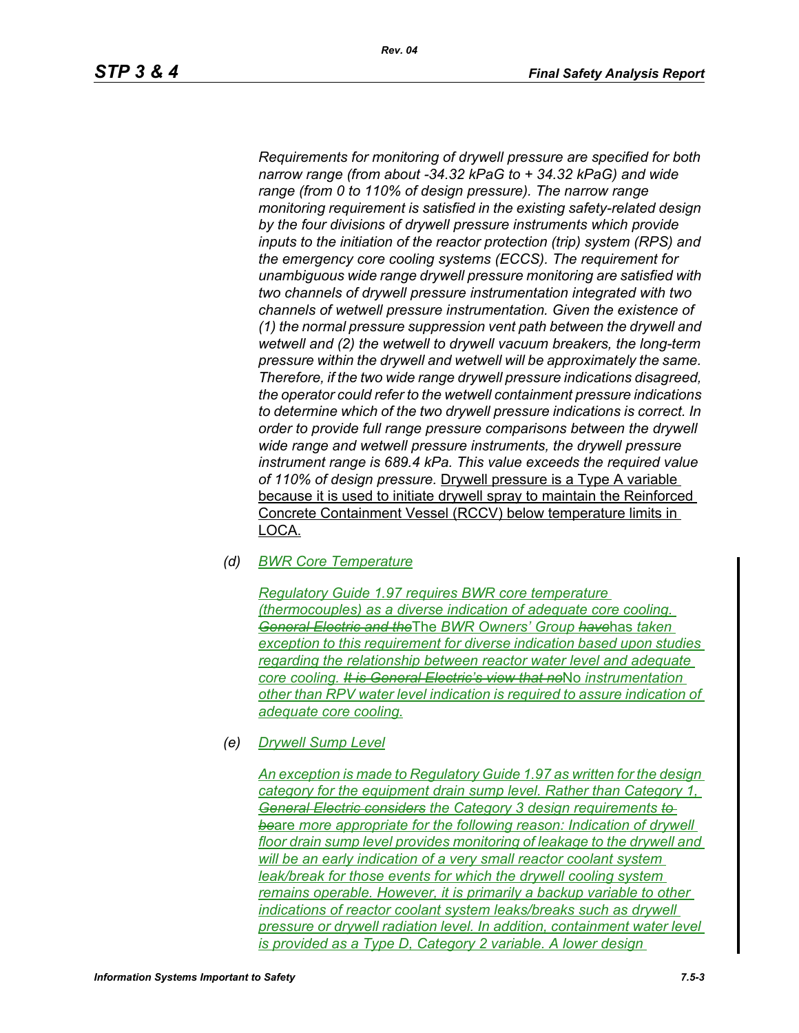*Requirements for monitoring of drywell pressure are specified for both narrow range (from about -34.32 kPaG to + 34.32 kPaG) and wide range (from 0 to 110% of design pressure). The narrow range monitoring requirement is satisfied in the existing safety-related design by the four divisions of drywell pressure instruments which provide inputs to the initiation of the reactor protection (trip) system (RPS) and the emergency core cooling systems (ECCS). The requirement for unambiguous wide range drywell pressure monitoring are satisfied with two channels of drywell pressure instrumentation integrated with two channels of wetwell pressure instrumentation. Given the existence of (1) the normal pressure suppression vent path between the drywell and wetwell and (2) the wetwell to drywell vacuum breakers, the long-term pressure within the drywell and wetwell will be approximately the same. Therefore, if the two wide range drywell pressure indications disagreed, the operator could refer to the wetwell containment pressure indications to determine which of the two drywell pressure indications is correct. In order to provide full range pressure comparisons between the drywell wide range and wetwell pressure instruments, the drywell pressure instrument range is 689.4 kPa. This value exceeds the required value of 110% of design pressure.* Drywell pressure is a Type A variable because it is used to initiate drywell spray to maintain the Reinforced Concrete Containment Vessel (RCCV) below temperature limits in LOCA.

(d) *BWR Core Temperature*

*Regulatory Guide 1.97 requires BWR core temperature (thermocouples) as a diverse indication of adequate core cooling. ~~General Electric and the~~*The *BWR Owners' Group ~~have~~*has *taken exception to this requirement for diverse indication based upon studies regarding the relationship between reactor water level and adequate core cooling. ~~It is General Electric's view that no~~*No *instrumentation other than RPV water level indication is required to assure indication of adequate core cooling.*

(e) *Drywell Sump Level*

*An exception is made to Regulatory Guide 1.97 as written for the design category for the equipment drain sump level. Rather than Category 1, ~~General Electric considers~~ the Category 3 design requirements ~~to be~~*are *more appropriate for the following reason: Indication of drywell floor drain sump level provides monitoring of leakage to the drywell and will be an early indication of a very small reactor coolant system leak/break for those events for which the drywell cooling system remains operable. However, it is primarily a backup variable to other indications of reactor coolant system leaks/breaks such as drywell pressure or drywell radiation level. In addition, containment water level is provided as a Type D, Category 2 variable. A lower design*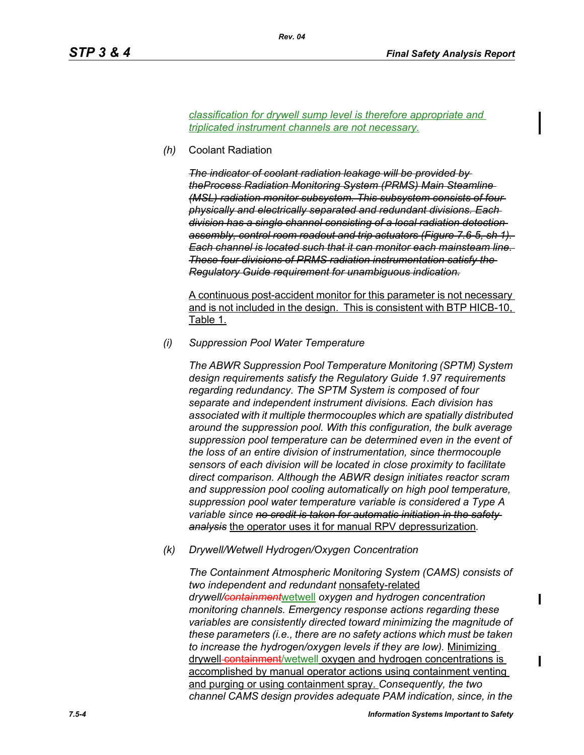*classification for drywell sump level is therefore appropriate and triplicated instrument channels are not necessary.*

*(h)* Coolant Radiation

~~*The indicator of coolant radiation leakage will be provided by theProcess Radiation Monitoring System (PRMS) Main Steamline (MSL) radiation monitor subsystem. This subsystem consists of four physically and electrically separated and redundant divisions. Each division has a single channel consisting of a local radiation detection assembly, control room readout and trip actuators (Figure 7.6-5, sh 1). Each channel is located such that it can monitor each mainsteam line. These four divisions of PRMS radiation instrumentation satisfy the Regulatory Guide requirement for unambiguous indication.*~~

A continuous post-accident monitor for this parameter is not necessary and is not included in the design. This is consistent with BTP HICB-10, Table 1.

*(i)* *Suppression Pool Water Temperature*

*The ABWR Suppression Pool Temperature Monitoring (SPTM) System design requirements satisfy the Regulatory Guide 1.97 requirements regarding redundancy. The SPTM System is composed of four separate and independent instrument divisions. Each division has associated with it multiple thermocouples which are spatially distributed around the suppression pool. With this configuration, the bulk average suppression pool temperature can be determined even in the event of the loss of an entire division of instrumentation, since thermocouple sensors of each division will be located in close proximity to facilitate direct comparison. Although the ABWR design initiates reactor scram and suppression pool cooling automatically on high pool temperature, suppression pool water temperature variable is considered a Type A variable since* ~~*no credit is taken for automatic initiation in the safety analysis*~~ the operator uses it for manual RPV depressurization*.*

*(k)* *Drywell/Wetwell Hydrogen/Oxygen Concentration*

*The Containment Atmospheric Monitoring System (CAMS) consists of two independent and redundant* nonsafety-related *drywell/*~~*containment*~~wetwell *oxygen and hydrogen concentration monitoring channels. Emergency response actions regarding these variables are consistently directed toward minimizing the magnitude of these parameters (i.e., there are no safety actions which must be taken to increase the hydrogen/oxygen levels if they are low).* Minimizing drywell ~~containment~~/wetwell oxygen and hydrogen concentrations is accomplished by manual operator actions using containment venting and purging or using containment spray. *Consequently, the two channel CAMS design provides adequate PAM indication, since, in the*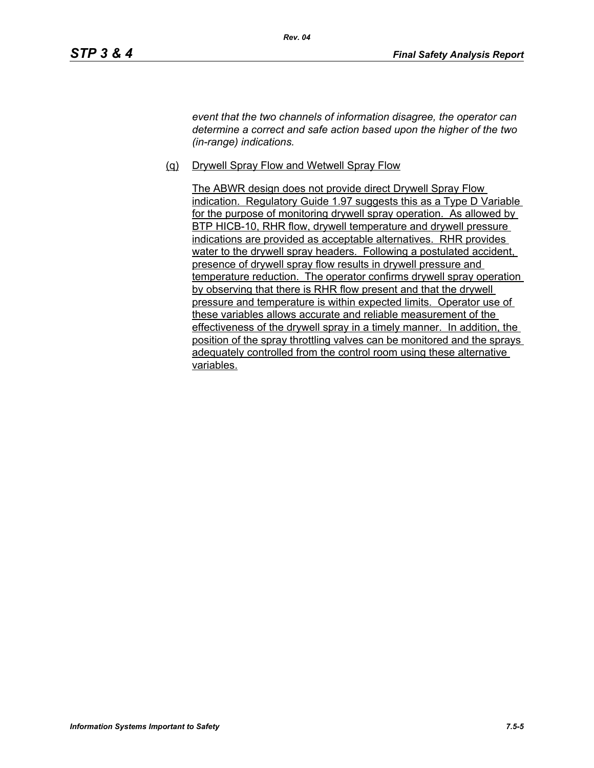*event that the two channels of information disagree, the operator can determine a correct and safe action based upon the higher of the two (in-range) indications.*

(q) Drywell Spray Flow and Wetwell Spray Flow

The ABWR design does not provide direct Drywell Spray Flow indication. Regulatory Guide 1.97 suggests this as a Type D Variable for the purpose of monitoring drywell spray operation. As allowed by BTP HICB-10, RHR flow, drywell temperature and drywell pressure indications are provided as acceptable alternatives. RHR provides water to the drywell spray headers. Following a postulated accident, presence of drywell spray flow results in drywell pressure and temperature reduction. The operator confirms drywell spray operation by observing that there is RHR flow present and that the drywell pressure and temperature is within expected limits. Operator use of these variables allows accurate and reliable measurement of the effectiveness of the drywell spray in a timely manner. In addition, the position of the spray throttling valves can be monitored and the sprays adequately controlled from the control room using these alternative variables.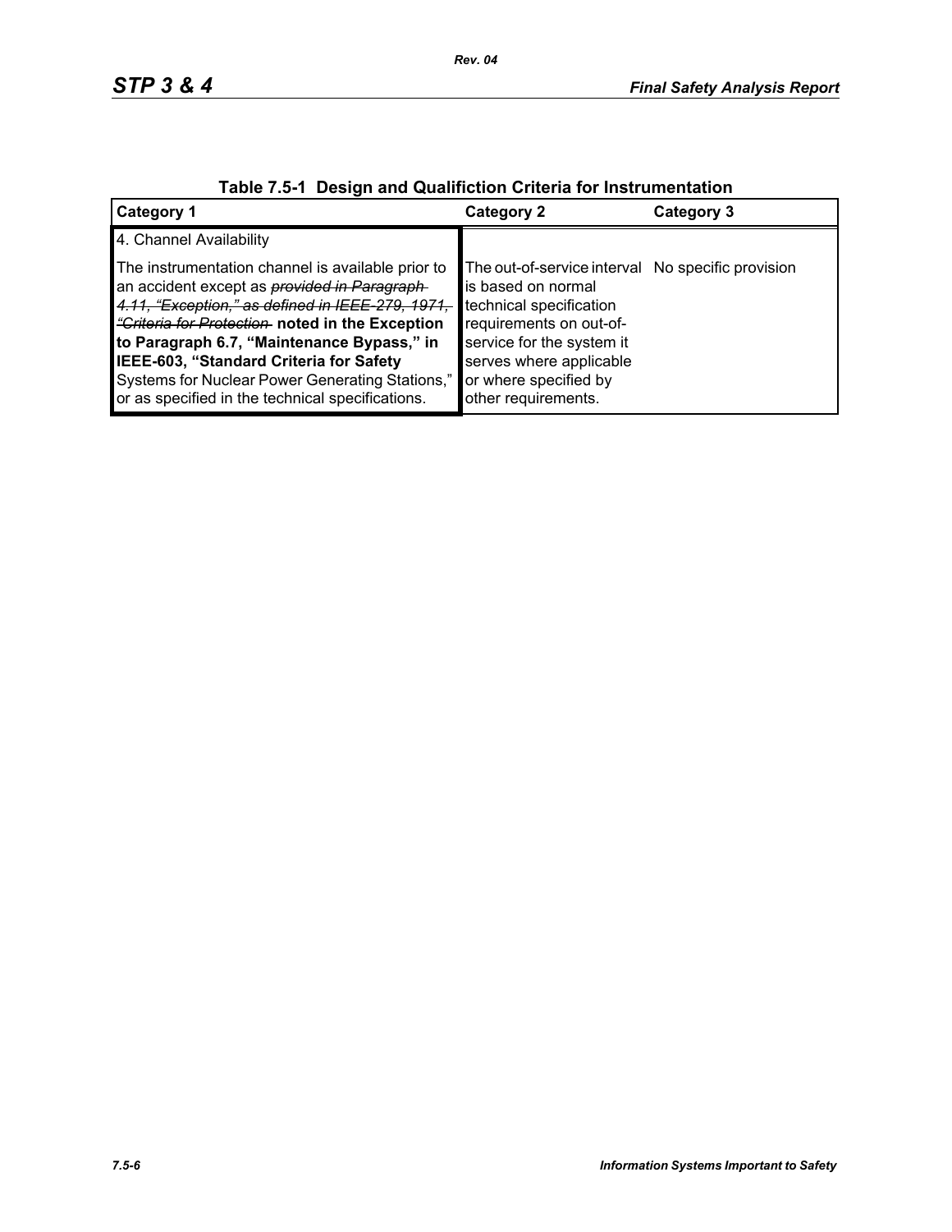**Table 7.5-1 Design and Qualifiction Criteria for Instrumentation**

| Category 1 | Category 2 | Category 3 |
|---|---|---|
| 4. Channel Availability | | |
| The instrumentation channel is available prior to an accident except as ~~*provided in Paragraph 4.11, "Exception," as defined in IEEE-279, 1971, "Criteria for Protection*~~ **noted in the Exception to Paragraph 6.7, "Maintenance Bypass," in IEEE-603, "Standard Criteria for Safety** Systems for Nuclear Power Generating Stations," or as specified in the technical specifications. | The out-of-service interval is based on normal technical specification requirements on out-of-service for the system it serves where applicable or where specified by other requirements. | No specific provision |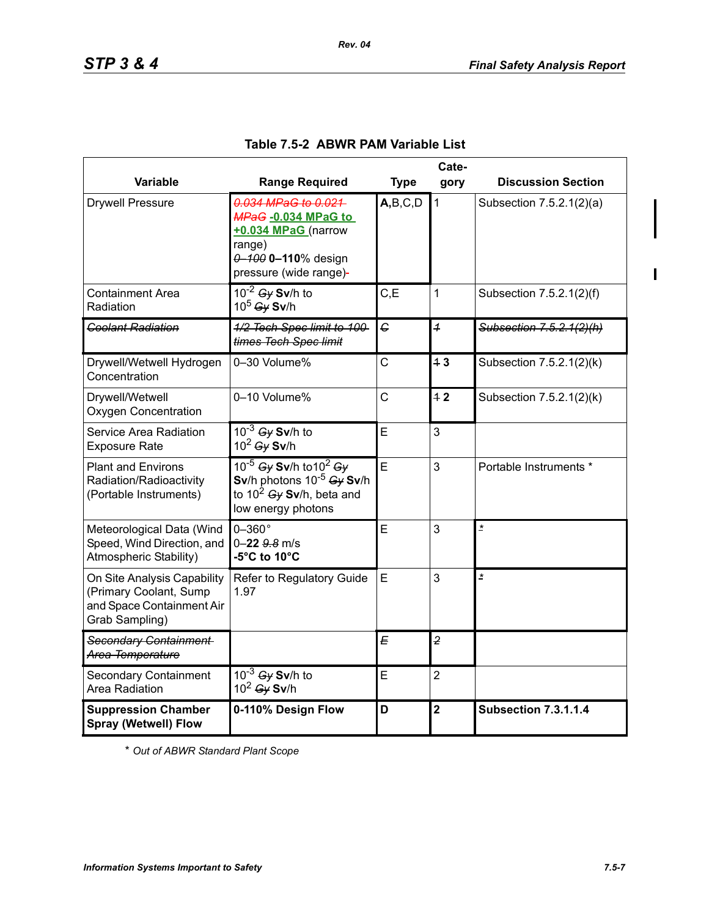### Table 7.5-2 ABWR PAM Variable List

| Variable | Range Required | Type | Cate-gory | Discussion Section |
|---|---|---|---|---|
| Drywell Pressure | ~~0.034 MPaG to 0.021 MPaG~~ **-0.034 MPaG to +0.034 MPaG** (narrow range)<br>~~0–100~~ **0–110**% design pressure (wide range)~~-~~ | **A**,B,C,D | 1 | Subsection 7.5.2.1(2)(a) |
| Containment Area Radiation | $10^{-2}$ ~~Gy~~ **Sv**/h to $10^{5}$ ~~Gy~~ **Sv**/h | C,E | 1 | Subsection 7.5.2.1(2)(f) |
| ~~Coolant Radiation~~ | ~~1/2 Tech Spec limit to 100 times Tech Spec limit~~ | ~~C~~ | ~~1~~ | ~~Subsection 7.5.2.1(2)(h)~~ |
| Drywell/Wetwell Hydrogen Concentration | 0–30 Volume% | C | ~~1~~ **3** | Subsection 7.5.2.1(2)(k) |
| Drywell/Wetwell Oxygen Concentration | 0–10 Volume% | C | ~~1~~ **2** | Subsection 7.5.2.1(2)(k) |
| Service Area Radiation Exposure Rate | $10^{-3}$ ~~Gy~~ **Sv**/h to $10^{2}$ ~~Gy~~ **Sv**/h | E | 3 | |
| Plant and Environs Radiation/Radioactivity (Portable Instruments) | $10^{-5}$ ~~Gy~~ **Sv**/h to $10^{2}$ ~~Gy~~ **Sv**/h photons $10^{-5}$ ~~Gy~~ **Sv**/h to $10^{2}$ ~~Gy~~ **Sv**/h, beta and low energy photons | E | 3 | Portable Instruments * |
| Meteorological Data (Wind Speed, Wind Direction, and Atmospheric Stability) | 0–360°<br>0–**22** ~~9.8~~ m/s<br>**-5°C to 10°C** | E | 3 | * |
| On Site Analysis Capability (Primary Coolant, Sump and Space Containment Air Grab Sampling) | Refer to Regulatory Guide 1.97 | E | 3 | * |
| ~~Secondary Containment Area Temperature~~ | | ~~E~~ | ~~2~~ | |
| Secondary Containment Area Radiation | $10^{-3}$ ~~Gy~~ **Sv**/h to $10^{2}$ ~~Gy~~ **Sv**/h | E | 2 | |
| **Suppression Chamber Spray (Wetwell) Flow** | **0-110% Design Flow** | **D** | **2** | **Subsection 7.3.1.1.4** |

\* *Out of ABWR Standard Plant Scope*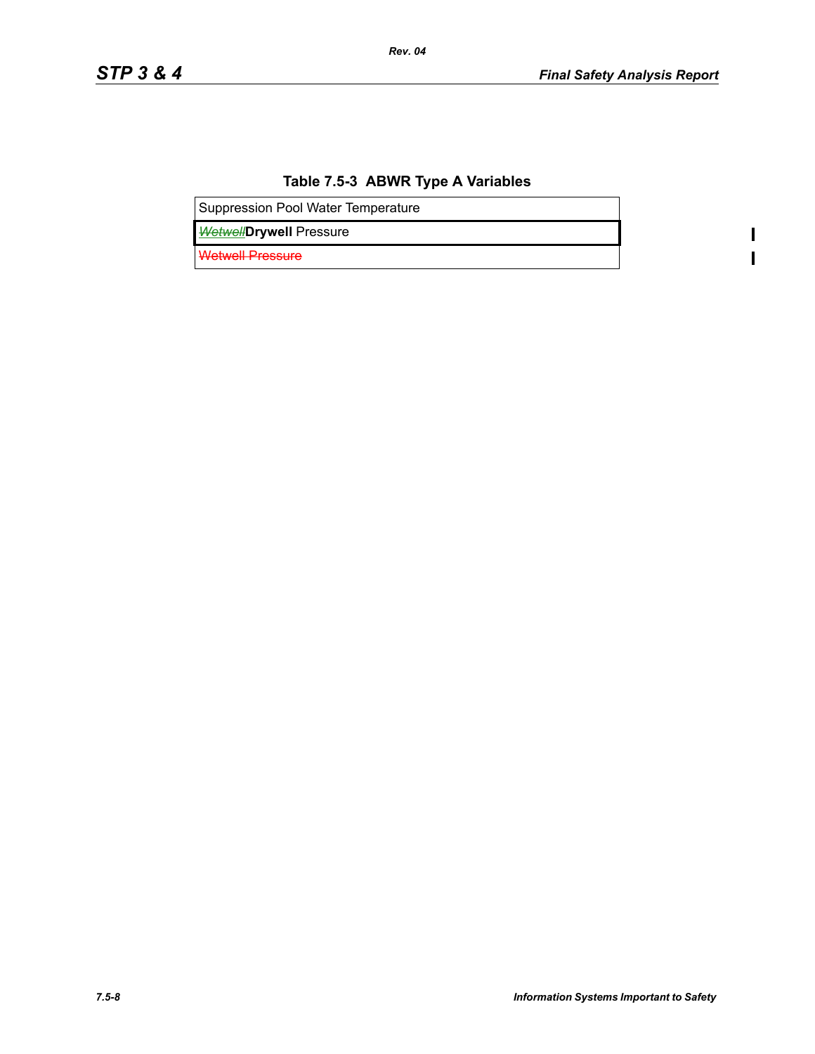**Table 7.5-3 ABWR Type A Variables**

| Suppression Pool Water Temperature |
|---|
| ~~*Wetwell*~~**Drywell** Pressure |
| ~~Wetwell Pressure~~ |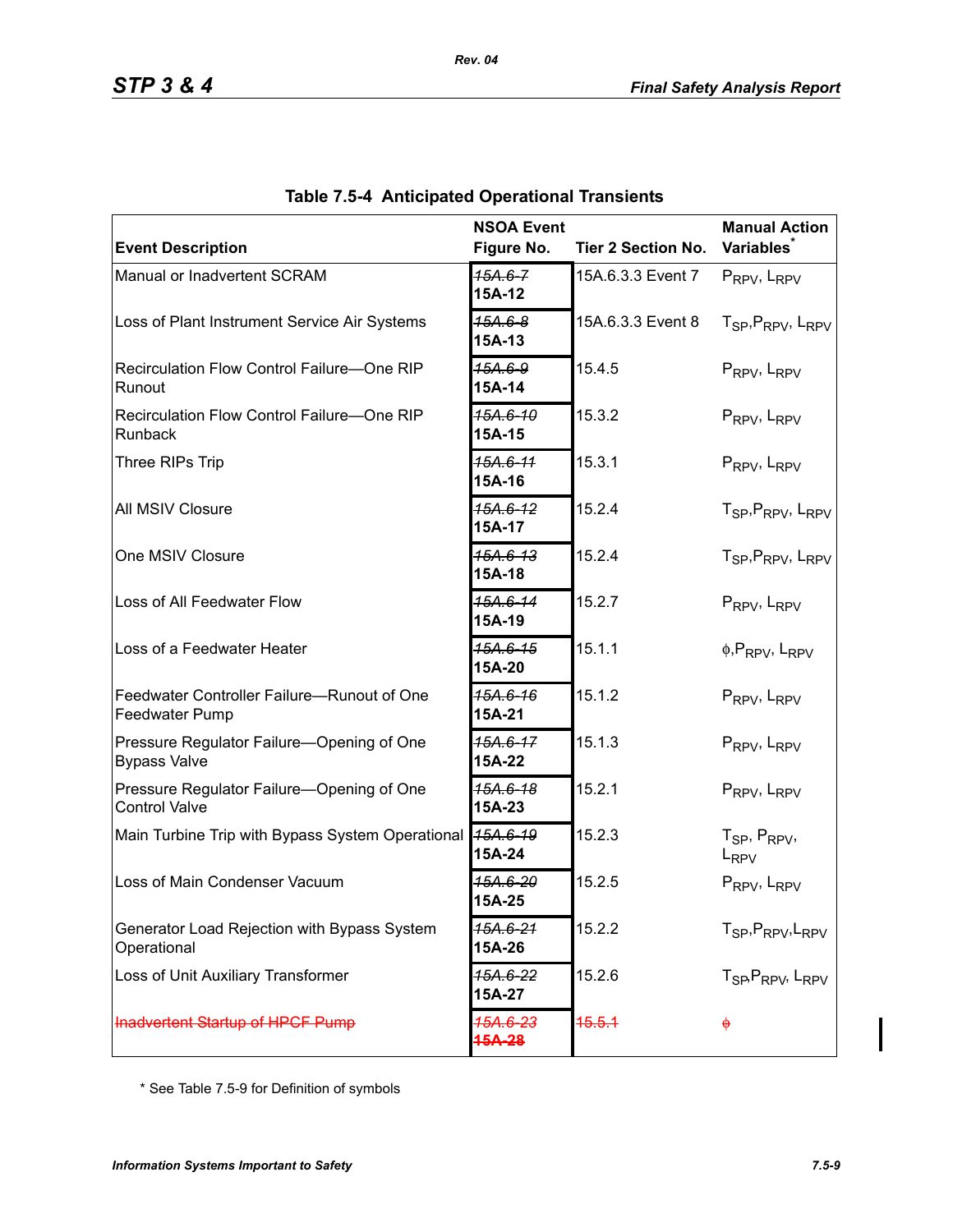## Table 7.5-4 Anticipated Operational Transients

| Event Description | NSOA Event Figure No. | Tier 2 Section No. | Manual Action Variables* |
|---|---|---|---|
| Manual or Inadvertent SCRAM | ~~15A.6-7~~ **15A-12** | 15A.6.3.3 Event 7 | $P_{RPV}$, $L_{RPV}$ |
| Loss of Plant Instrument Service Air Systems | ~~15A.6-8~~ **15A-13** | 15A.6.3.3 Event 8 | $T_{SP}$,$P_{RPV}$, $L_{RPV}$ |
| Recirculation Flow Control Failure—One RIP Runout | ~~15A.6-9~~ **15A-14** | 15.4.5 | $P_{RPV}$, $L_{RPV}$ |
| Recirculation Flow Control Failure—One RIP Runback | ~~15A.6-10~~ **15A-15** | 15.3.2 | $P_{RPV}$, $L_{RPV}$ |
| Three RIPs Trip | ~~15A.6-11~~ **15A-16** | 15.3.1 | $P_{RPV}$, $L_{RPV}$ |
| All MSIV Closure | ~~15A.6-12~~ **15A-17** | 15.2.4 | $T_{SP}$,$P_{RPV}$, $L_{RPV}$ |
| One MSIV Closure | ~~15A.6-13~~ **15A-18** | 15.2.4 | $T_{SP}$,$P_{RPV}$, $L_{RPV}$ |
| Loss of All Feedwater Flow | ~~15A.6-14~~ **15A-19** | 15.2.7 | $P_{RPV}$, $L_{RPV}$ |
| Loss of a Feedwater Heater | ~~15A.6-15~~ **15A-20** | 15.1.1 | $\phi$,$P_{RPV}$, $L_{RPV}$ |
| Feedwater Controller Failure—Runout of One Feedwater Pump | ~~15A.6-16~~ **15A-21** | 15.1.2 | $P_{RPV}$, $L_{RPV}$ |
| Pressure Regulator Failure—Opening of One Bypass Valve | ~~15A.6-17~~ **15A-22** | 15.1.3 | $P_{RPV}$, $L_{RPV}$ |
| Pressure Regulator Failure—Opening of One Control Valve | ~~15A.6-18~~ **15A-23** | 15.2.1 | $P_{RPV}$, $L_{RPV}$ |
| Main Turbine Trip with Bypass System Operational | ~~15A.6-19~~ **15A-24** | 15.2.3 | $T_{SP}$, $P_{RPV}$, $L_{RPV}$ |
| Loss of Main Condenser Vacuum | ~~15A.6-20~~ **15A-25** | 15.2.5 | $P_{RPV}$, $L_{RPV}$ |
| Generator Load Rejection with Bypass System Operational | ~~15A.6-21~~ **15A-26** | 15.2.2 | $T_{SP}$,$P_{RPV}$,$L_{RPV}$ |
| Loss of Unit Auxiliary Transformer | ~~15A.6-22~~ **15A-27** | 15.2.6 | $T_{SP}$,$P_{RPV}$, $L_{RPV}$ |
| ~~Inadvertent Startup of HPCF Pump~~ | ~~15A.6-23~~ ~~**15A-28**~~ | ~~15.5.1~~ | ~~$\phi$~~ |

\* See Table 7.5-9 for Definition of symbols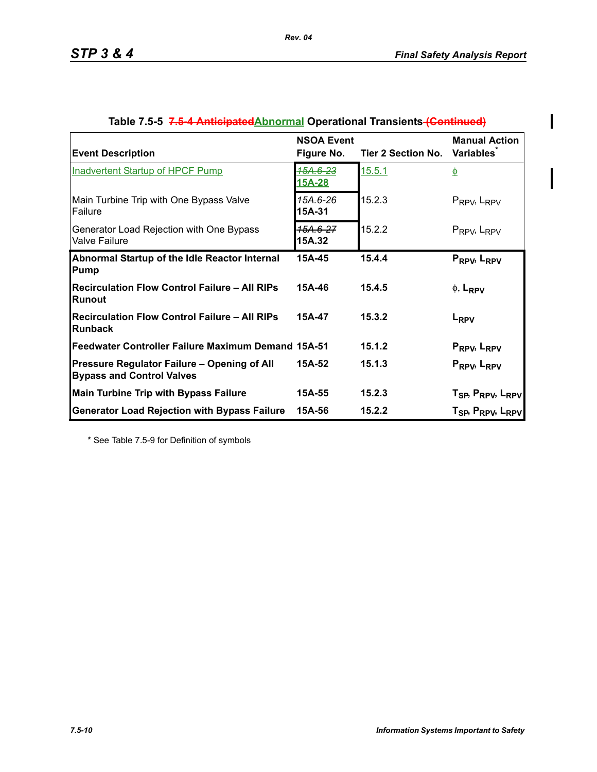**Table 7.5-5 ~~7.5-4 Anticipated~~Abnormal Operational Transients ~~(Continued)~~**

| Event Description | NSOA Event Figure No. | Tier 2 Section No. | Manual Action Variables* |
|---|---|---|---|
| Inadvertent Startup of HPCF Pump | ~~15A.6-23~~ 15A-28 | 15.5.1 | $\phi$ |
| Main Turbine Trip with One Bypass Valve Failure | ~~15A.6-26~~ 15A-31 | 15.2.3 | $P_{RPV}$, $L_{RPV}$ |
| Generator Load Rejection with One Bypass Valve Failure | ~~15A.6-27~~ 15A.32 | 15.2.2 | $P_{RPV}$, $L_{RPV}$ |
| **Abnormal Startup of the Idle Reactor Internal Pump** | **15A-45** | **15.4.4** | $P_{RPV}$, $L_{RPV}$ |
| **Recirculation Flow Control Failure – All RIPs Runout** | **15A-46** | **15.4.5** | $\phi$, $L_{RPV}$ |
| **Recirculation Flow Control Failure – All RIPs Runback** | **15A-47** | **15.3.2** | $L_{RPV}$ |
| **Feedwater Controller Failure Maximum Demand** | **15A-51** | **15.1.2** | $P_{RPV}$, $L_{RPV}$ |
| **Pressure Regulator Failure – Opening of All Bypass and Control Valves** | **15A-52** | **15.1.3** | $P_{RPV}$, $L_{RPV}$ |
| **Main Turbine Trip with Bypass Failure** | **15A-55** | **15.2.3** | $T_{SP}$, $P_{RPV}$, $L_{RPV}$ |
| **Generator Load Rejection with Bypass Failure** | **15A-56** | **15.2.2** | $T_{SP}$, $P_{RPV}$, $L_{RPV}$ |

\* See Table 7.5-9 for Definition of symbols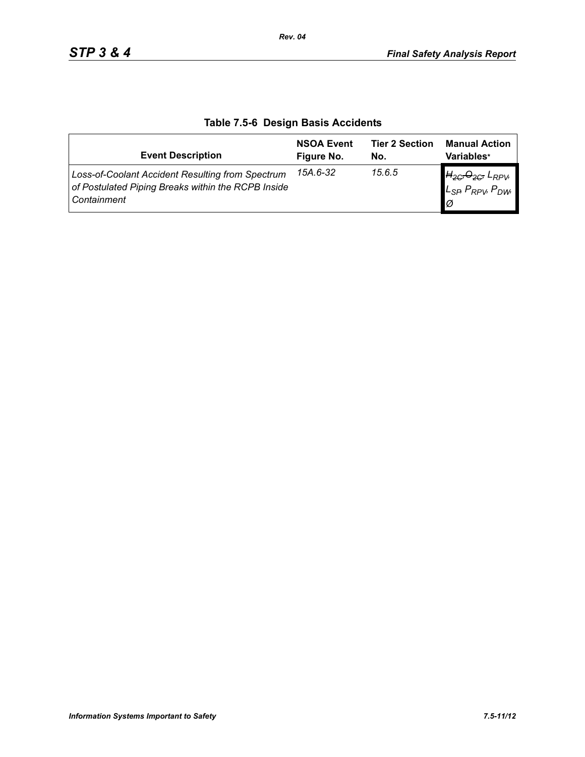## Table 7.5-6 Design Basis Accidents

| Event Description | NSOA Event Figure No. | Tier 2 Section No. | Manual Action Variables* |
|---|---|---|---|
| *Loss-of-Coolant Accident Resulting from Spectrum of Postulated Piping Breaks within the RCPB Inside Containment* | *15A.6-32* | *15.6.5* | ~~$H_{2C}$, $O_{2C}$~~, $L_{RPV}$, $L_{SP}$, $P_{RPV}$, $P_{DW}$, Ø |